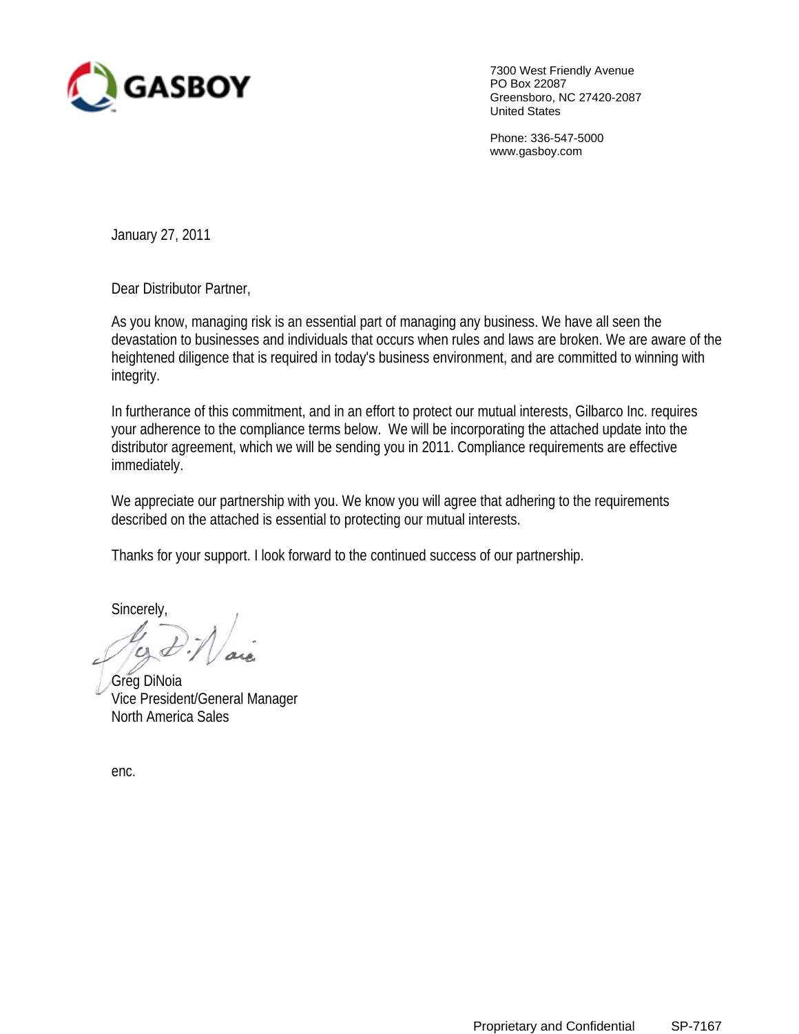**GASBOY**

7300 West Friendly Avenue
PO Box 22087
Greensboro, NC 27420-2087
United States

Phone: 336-547-5000
www.gasboy.com

January 27, 2011

Dear Distributor Partner,

As you know, managing risk is an essential part of managing any business. We have all seen the devastation to businesses and individuals that occurs when rules and laws are broken. We are aware of the heightened diligence that is required in today's business environment, and are committed to winning with integrity.

In furtherance of this commitment, and in an effort to protect our mutual interests, Gilbarco Inc. requires your adherence to the compliance terms below. We will be incorporating the attached update into the distributor agreement, which we will be sending you in 2011. Compliance requirements are effective immediately.

We appreciate our partnership with you. We know you will agree that adhering to the requirements described on the attached is essential to protecting our mutual interests.

Thanks for your support. I look forward to the continued success of our partnership.

Sincerely,

Greg DiNoia
Vice President/General Manager
North America Sales

enc.

Proprietary and Confidential SP-7167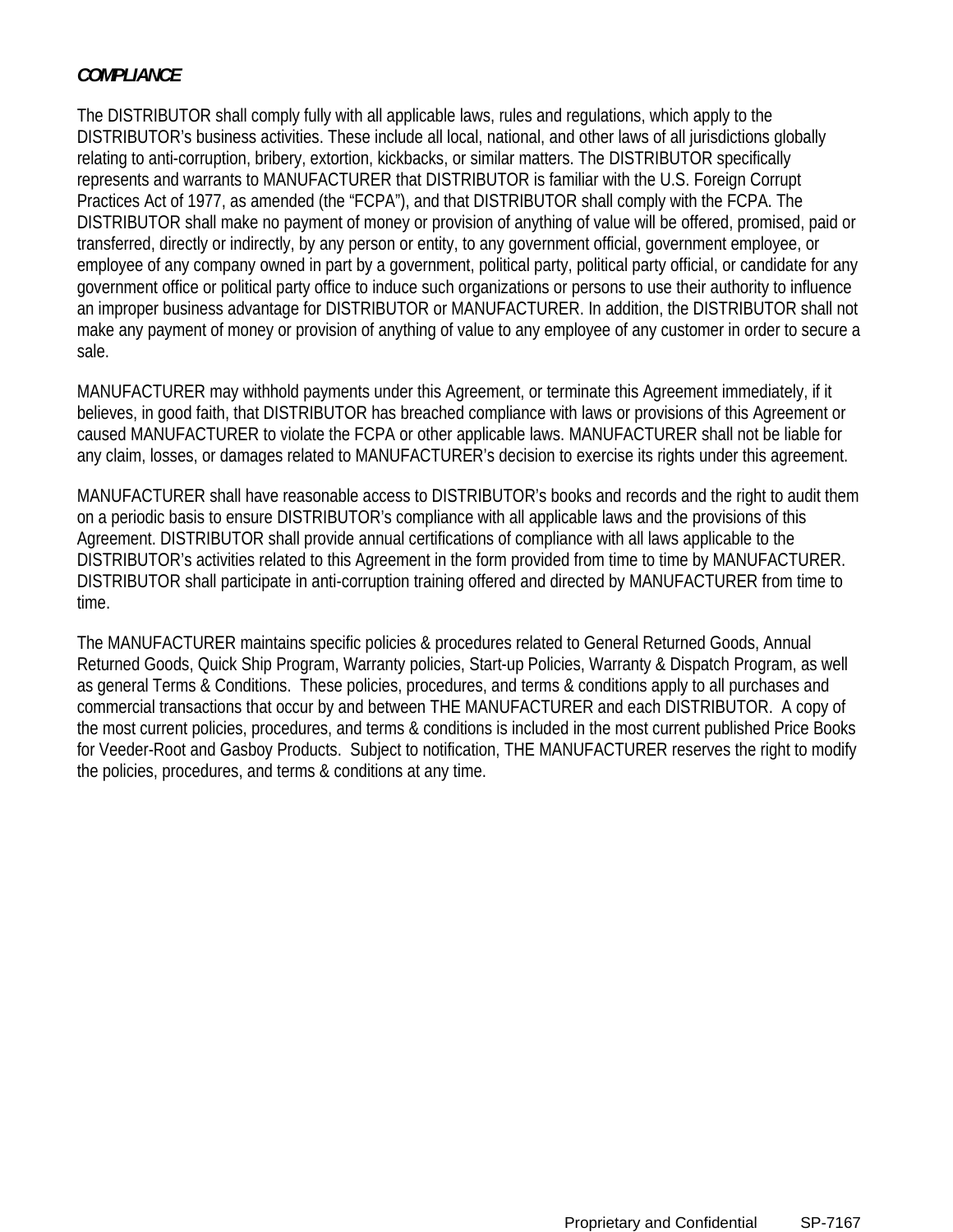***COMPLIANCE***

The DISTRIBUTOR shall comply fully with all applicable laws, rules and regulations, which apply to the DISTRIBUTOR's business activities. These include all local, national, and other laws of all jurisdictions globally relating to anti-corruption, bribery, extortion, kickbacks, or similar matters. The DISTRIBUTOR specifically represents and warrants to MANUFACTURER that DISTRIBUTOR is familiar with the U.S. Foreign Corrupt Practices Act of 1977, as amended (the "FCPA"), and that DISTRIBUTOR shall comply with the FCPA. The DISTRIBUTOR shall make no payment of money or provision of anything of value will be offered, promised, paid or transferred, directly or indirectly, by any person or entity, to any government official, government employee, or employee of any company owned in part by a government, political party, political party official, or candidate for any government office or political party office to induce such organizations or persons to use their authority to influence an improper business advantage for DISTRIBUTOR or MANUFACTURER. In addition, the DISTRIBUTOR shall not make any payment of money or provision of anything of value to any employee of any customer in order to secure a sale.

MANUFACTURER may withhold payments under this Agreement, or terminate this Agreement immediately, if it believes, in good faith, that DISTRIBUTOR has breached compliance with laws or provisions of this Agreement or caused MANUFACTURER to violate the FCPA or other applicable laws. MANUFACTURER shall not be liable for any claim, losses, or damages related to MANUFACTURER's decision to exercise its rights under this agreement.

MANUFACTURER shall have reasonable access to DISTRIBUTOR's books and records and the right to audit them on a periodic basis to ensure DISTRIBUTOR's compliance with all applicable laws and the provisions of this Agreement. DISTRIBUTOR shall provide annual certifications of compliance with all laws applicable to the DISTRIBUTOR's activities related to this Agreement in the form provided from time to time by MANUFACTURER. DISTRIBUTOR shall participate in anti-corruption training offered and directed by MANUFACTURER from time to time.

The MANUFACTURER maintains specific policies & procedures related to General Returned Goods, Annual Returned Goods, Quick Ship Program, Warranty policies, Start-up Policies, Warranty & Dispatch Program, as well as general Terms & Conditions. These policies, procedures, and terms & conditions apply to all purchases and commercial transactions that occur by and between THE MANUFACTURER and each DISTRIBUTOR. A copy of the most current policies, procedures, and terms & conditions is included in the most current published Price Books for Veeder-Root and Gasboy Products. Subject to notification, THE MANUFACTURER reserves the right to modify the policies, procedures, and terms & conditions at any time.